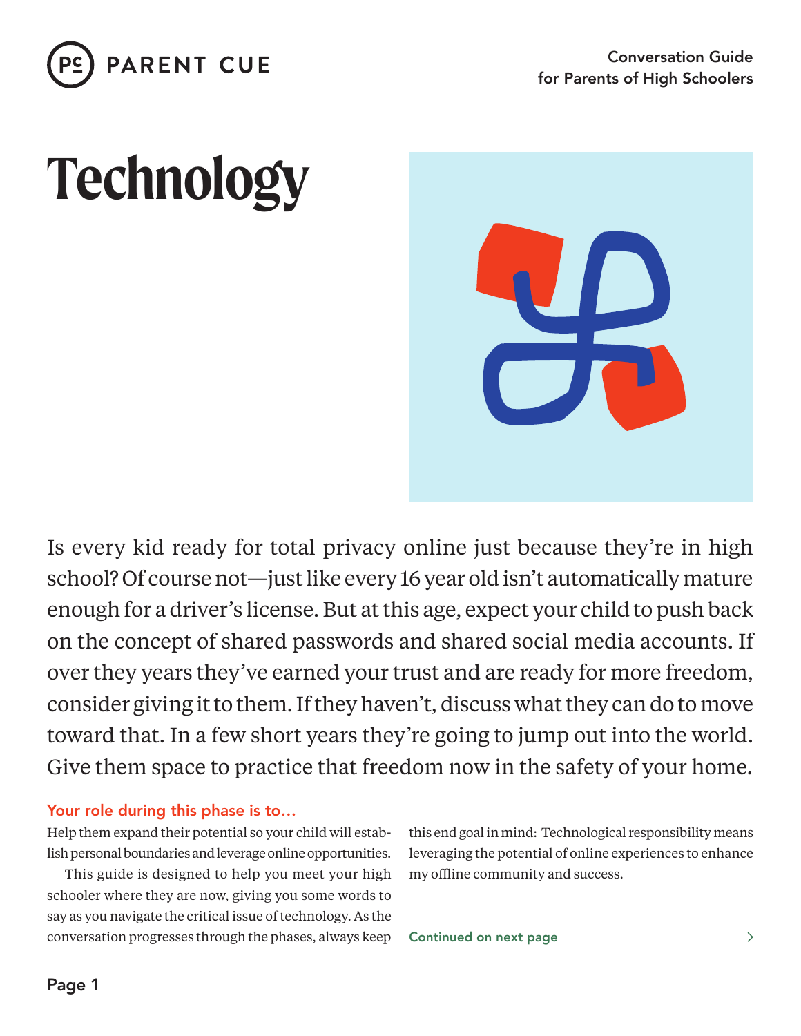PARENT CUE

Conversation Guide
for Parents of High Schoolers

# Technology

Is every kid ready for total privacy online just because they're in high school? Of course not—just like every 16 year old isn't automatically mature enough for a driver's license. But at this age, expect your child to push back on the concept of shared passwords and shared social media accounts. If over they years they've earned your trust and are ready for more freedom, consider giving it to them. If they haven't, discuss what they can do to move toward that. In a few short years they're going to jump out into the world. Give them space to practice that freedom now in the safety of your home.

## Your role during this phase is to…

Help them expand their potential so your child will establish personal boundaries and leverage online opportunities.

This guide is designed to help you meet your high schooler where they are now, giving you some words to say as you navigate the critical issue of technology. As the conversation progresses through the phases, always keep this end goal in mind: Technological responsibility means leveraging the potential of online experiences to enhance my offline community and success.

Continued on next page →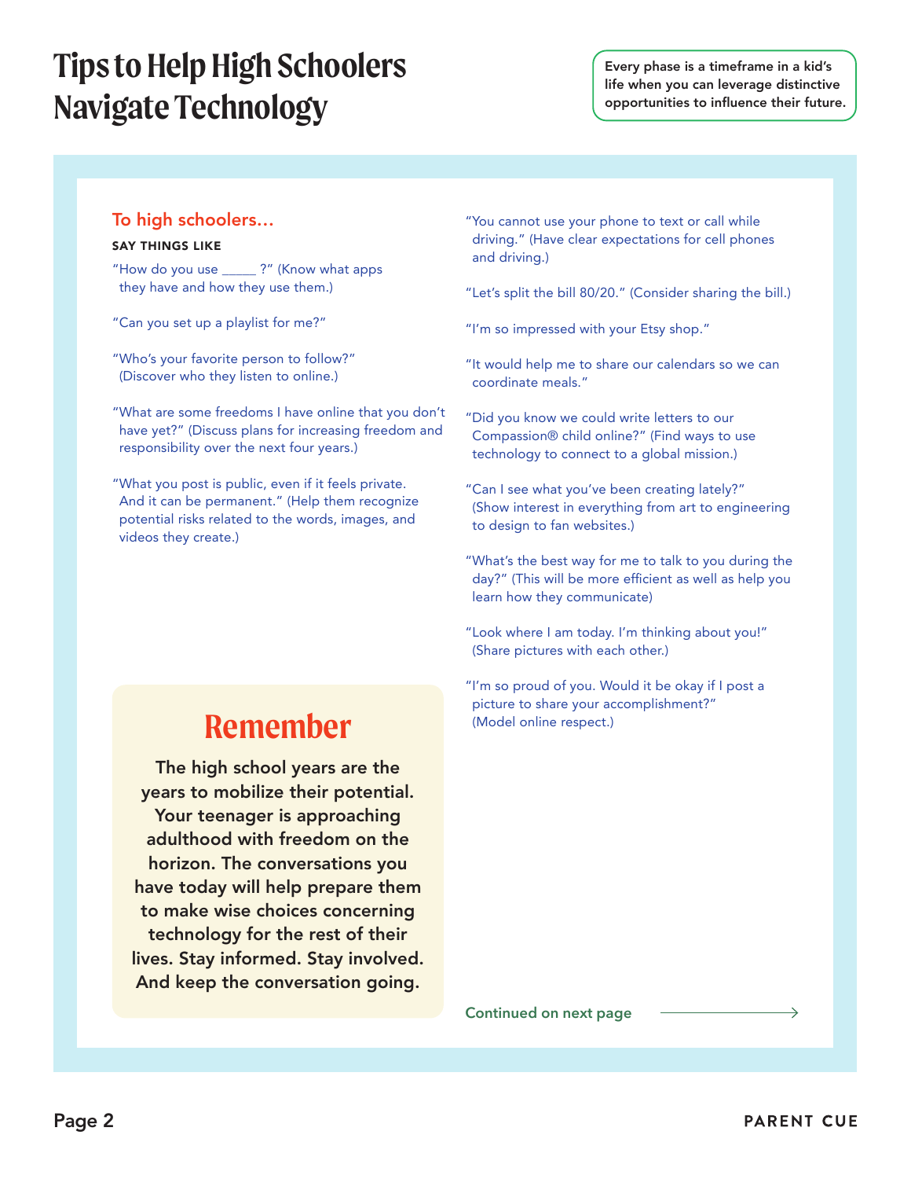# Tips to Help High Schoolers Navigate Technology

**Every phase is a timeframe in a kid's life when you can leverage distinctive opportunities to influence their future.**

## To high schoolers...

**SAY THINGS LIKE**

"How do you use _____ ?" (Know what apps they have and how they use them.)

"Can you set up a playlist for me?"

"Who's your favorite person to follow?" (Discover who they listen to online.)

"What are some freedoms I have online that you don't have yet?" (Discuss plans for increasing freedom and responsibility over the next four years.)

"What you post is public, even if it feels private. And it can be permanent." (Help them recognize potential risks related to the words, images, and videos they create.)

"You cannot use your phone to text or call while driving." (Have clear expectations for cell phones and driving.)

"Let's split the bill 80/20." (Consider sharing the bill.)

"I'm so impressed with your Etsy shop."

"It would help me to share our calendars so we can coordinate meals."

"Did you know we could write letters to our Compassion® child online?" (Find ways to use technology to connect to a global mission.)

"Can I see what you've been creating lately?" (Show interest in everything from art to engineering to design to fan websites.)

"What's the best way for me to talk to you during the day?" (This will be more efficient as well as help you learn how they communicate)

"Look where I am today. I'm thinking about you!" (Share pictures with each other.)

"I'm so proud of you. Would it be okay if I post a picture to share your accomplishment?" (Model online respect.)

## Remember

**The high school years are the years to mobilize their potential. Your teenager is approaching adulthood with freedom on the horizon. The conversations you have today will help prepare them to make wise choices concerning technology for the rest of their lives. Stay informed. Stay involved. And keep the conversation going.**

Continued on next page →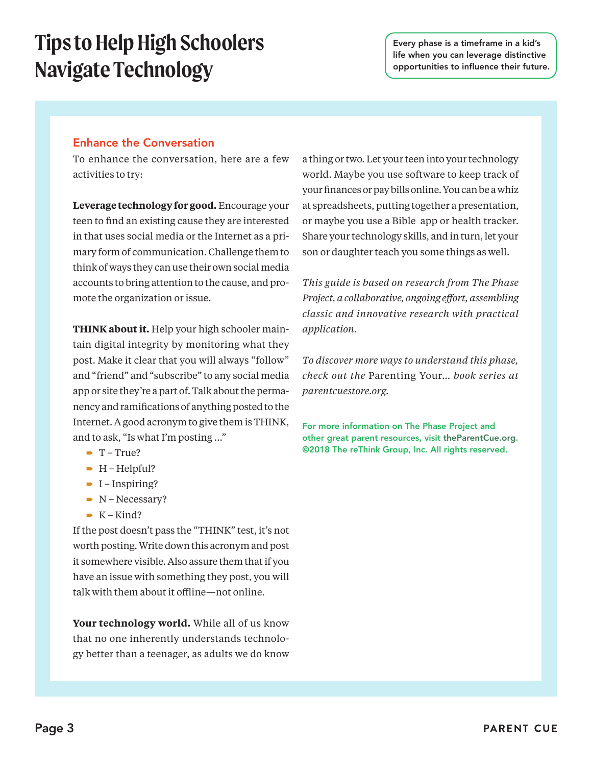# Tips to Help High Schoolers Navigate Technology

Every phase is a timeframe in a kid's life when you can leverage distinctive opportunities to influence their future.

## Enhance the Conversation

To enhance the conversation, here are a few activities to try:

**Leverage technology for good.** Encourage your teen to find an existing cause they are interested in that uses social media or the Internet as a primary form of communication. Challenge them to think of ways they can use their own social media accounts to bring attention to the cause, and promote the organization or issue.

**THINK about it.** Help your high schooler maintain digital integrity by monitoring what they post. Make it clear that you will always "follow" and "friend" and "subscribe" to any social media app or site they're a part of. Talk about the permanency and ramifications of anything posted to the Internet. A good acronym to give them is THINK, and to ask, "Is what I'm posting ..."

- T – True?
- H – Helpful?
- I – Inspiring?
- N – Necessary?
- K – Kind?

If the post doesn't pass the "THINK" test, it's not worth posting. Write down this acronym and post it somewhere visible. Also assure them that if you have an issue with something they post, you will talk with them about it offline—not online.

**Your technology world.** While all of us know that no one inherently understands technology better than a teenager, as adults we do know a thing or two. Let your teen into your technology world. Maybe you use software to keep track of your finances or pay bills online. You can be a whiz at spreadsheets, putting together a presentation, or maybe you use a Bible app or health tracker. Share your technology skills, and in turn, let your son or daughter teach you some things as well.

*This guide is based on research from The Phase Project, a collaborative, ongoing effort, assembling classic and innovative research with practical application.*

*To discover more ways to understand this phase, check out the* Parenting Your... *book series at parentcuestore.org.*

For more information on The Phase Project and other great parent resources, visit theParentCue.org.
©2018 The reThink Group, Inc. All rights reserved.